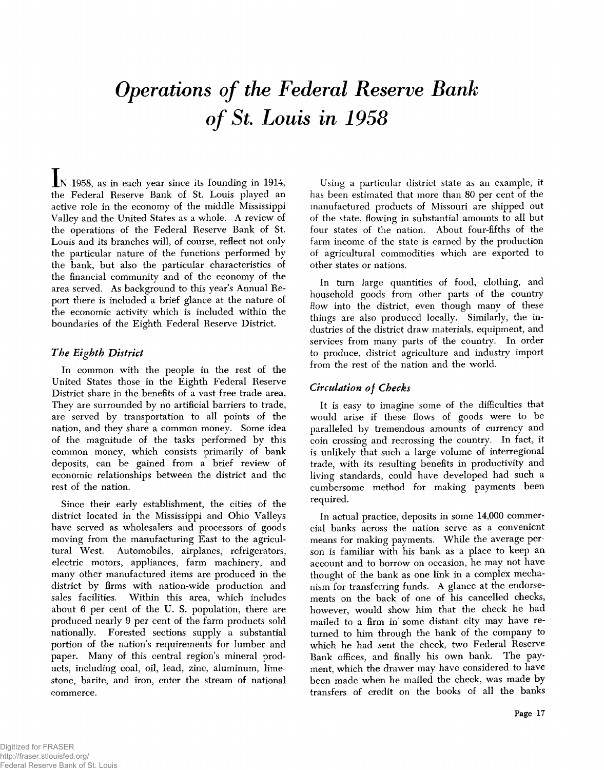# *Operations of the Federal Reserve Bank of St. Louis in 1958*

In 1958, as in each year since its founding in 1914, the Federal Reserve Bank of St. Louis played an active role in the economy of the middle Mississippi Valley and the United States as a whole. A review of the operations of the Federal Reserve Bank of St. Louis and its branches will, of course, reflect not only the particular nature of the functions performed by the bank, but also the particular characteristics of the financial community and of the economy of the area served. As background to this year's Annual Report there is included a brief glance at the nature of the economic activity which is included within the boundaries of the Eighth Federal Reserve District.

### *The Eighth District*

In common with the people in the rest of the United States those in the Eighth Federal Reserve District share in the benefits of a vast free trade area. They are surrounded by no artificial barriers to trade, are served by transportation to all points of the nation, and they share a common money. Some idea of the magnitude of the tasks performed by this common money, which consists primarily of bank deposits, can be gained from a brief review of economic relationships between the district and the rest of the nation.

Since their early establishment, the cities of the district located in the Mississippi and Ohio Valleys have served as wholesalers and processors of goods moving from the manufacturing East to the agricultural West. Automobiles, airplanes, refrigerators, electric motors, appliances, farm machinery, and many other manufactured items are produced in the district by firms with nation-wide production and sales facilities. Within this area, which includes about 6 per cent of the U. S. population, there are produced nearly 9 per cent of the farm products sold nationally. Forested sections supply a substantial portion of the nation's requirements for lumber and paper. Many of this central region's mineral products, including coal, oil, lead, zinc, aluminum, limestone, barite, and iron, enter the stream of national commerce.

Using a particular district state as an example, it has been estimated that more than 80 per cent of the manufactured products of Missouri are shipped out of the state, flowing in substantial amounts to all but four states of the nation. About four-fifths of the farm income of the state is earned by the production of agricultural commodities which are exported to other states or nations.

In turn large quantities of food, clothing, and household goods from other parts of the country flow into the district, even though many of these things are also produced locally. Similarly, the industries of the district draw materials, equipment, and services from many parts of the country. In order to produce, district agriculture and industry import from the rest of the nation and the world.

### *Circulation of Checks*

It is easy to imagine some of the difficulties that would arise if these flows of goods were to be paralleled by tremendous amounts of currency and coin crossing and recrossing the country. In fact, it is unlikely that such a large volume of interregional trade, with its resulting benefits in productivity and living standards, could have developed had such a cumbersome method for making payments been required.

In actual practice, deposits in some 14,000 commercial banks across the nation serve as a convenient means for making payments. While the average person is familiar with his bank as a place to keep an account and to borrow on occasion, he may not have thought of the bank as one link in a complex mechanism for transferring funds. A glance at the endorsements on the back of one of his cancelled checks, however, would show him that the check he had mailed to a firm in some distant city may have returned to him through the bank of the company to which he had sent the check, two Federal Reserve Bank offices, and finally his own bank. The payment, which the drawer may have considered to have been made when he mailed the check, was made by transfers of credit on the books of all the banks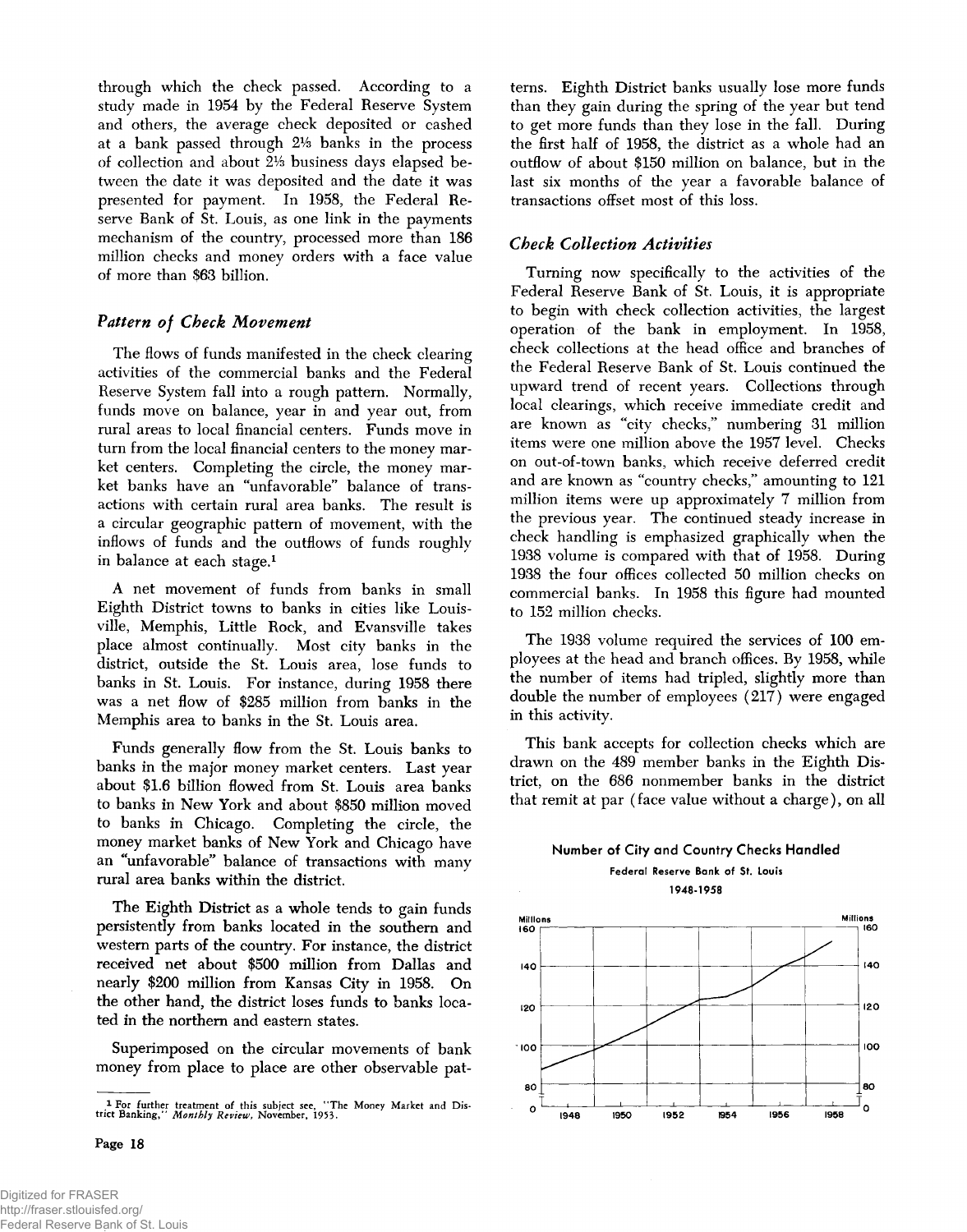through which the check passed. According to a study made in 1954 by the Federal Reserve System and others, the average check deposited or cashed at a bank passed through 2⅓ banks in the process of collection and about 2⅓ business days elapsed between the date it was deposited and the date it was presented for payment. In 1958, the Federal Reserve Bank of St. Louis, as one link in the payments mechanism of the country, processed more than 186 million checks and money orders with a face value of more than $63 billion.

### *Pattern of Check Movement*

The flows of funds manifested in the check clearing activities of the commercial banks and the Federal Reserve System fall into a rough pattern. Normally, funds move on balance, year in and year out, from rural areas to local financial centers. Funds move in turn from the local financial centers to the money market centers. Completing the circle, the money market banks have an "unfavorable" balance of transactions with certain rural area banks. The result is a circular geographic pattern of movement, with the inflows of funds and the outflows of funds roughly in balance at each stage.[1]

A net movement of funds from banks in small Eighth District towns to banks in cities like Louisville, Memphis, Little Rock, and Evansville takes place almost continually. Most city banks in the district, outside the St. Louis area, lose funds to banks in St. Louis. For instance, during 1958 there was a net flow of $285 million from banks in the Memphis area to banks in the St. Louis area.

Funds generally flow from the St. Louis banks to banks in the major money market centers. Last year about $1.6 billion flowed from St. Louis area banks to banks in New York and about $850 million moved to banks in Chicago. Completing the circle, the money market banks of New York and Chicago have an "unfavorable" balance of transactions with many rural area banks within the district.

The Eighth District as a whole tends to gain funds persistently from banks located in the southern and western parts of the country. For instance, the district received net about $500 million from Dallas and nearly $200 million from Kansas City in 1958. On the other hand, the district loses funds to banks located in the northern and eastern states.

Superimposed on the circular movements of bank money from place to place are other observable patterns. Eighth District banks usually lose more funds than they gain during the spring of the year but tend to get more funds than they lose in the fall. During the first half of 1958, the district as a whole had an outflow of about $150 million on balance, but in the last six months of the year a favorable balance of transactions offset most of this loss.

### *Check Collection Activities*

Turning now specifically to the activities of the Federal Reserve Bank of St. Louis, it is appropriate to begin with check collection activities, the largest operation of the bank in employment. In 1958, check collections at the head office and branches of the Federal Reserve Bank of St. Louis continued the upward trend of recent years. Collections through local clearings, which receive immediate credit and are known as "city checks," numbering 31 million items were one million above the 1957 level. Checks on out-of-town banks, which receive deferred credit and are known as "country checks," amounting to 121 million items were up approximately 7 million from the previous year. The continued steady increase in check handling is emphasized graphically when the 1938 volume is compared with that of 1958. During 1938 the four offices collected 50 million checks on commercial banks. In 1958 this figure had mounted to 152 million checks.

The 1938 volume required the services of 100 employees at the head and branch offices. By 1958, while the number of items had tripled, slightly more than double the number of employees (217) were engaged in this activity.

This bank accepts for collection checks which are drawn on the 489 member banks in the Eighth District, on the 686 nonmember banks in the district that remit at par (face value without a charge), on all

**Number of City and Country Checks Handled**
Federal Reserve Bank of St. Louis
1948-1958

---

[1] For further treatment of this subject see, "The Money Market and District Banking," *Monthly Review*, November, 1953.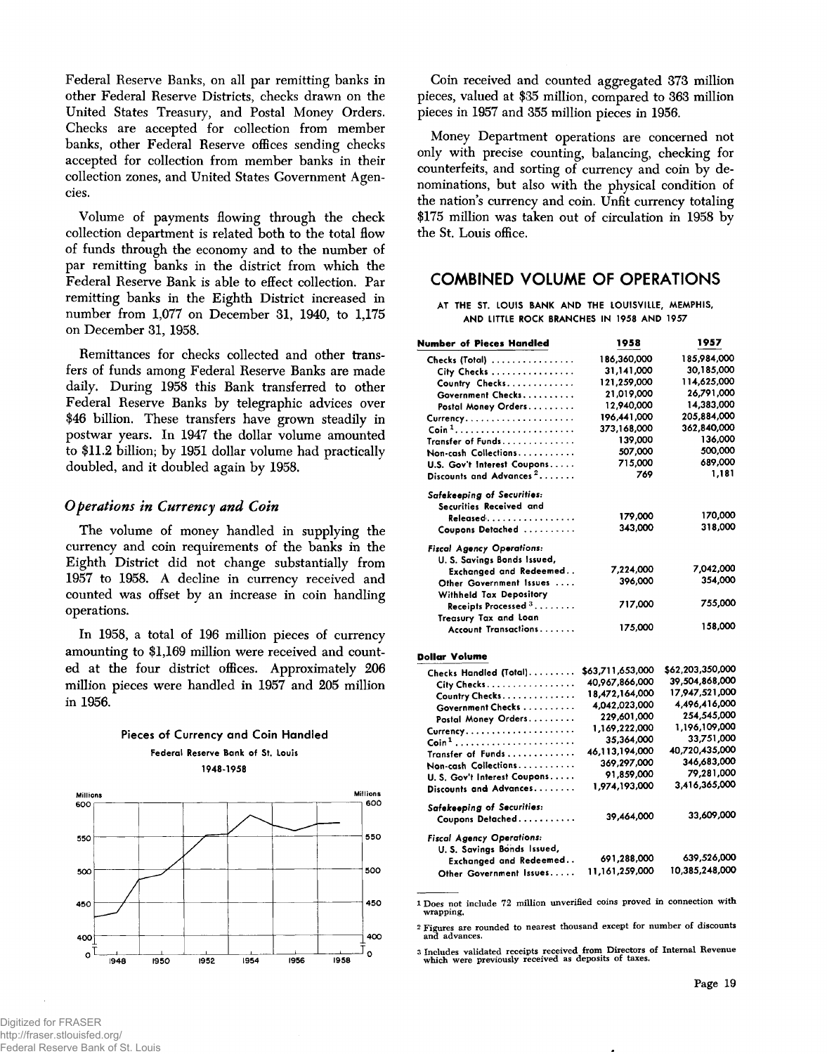Federal Reserve Banks, on all par remitting banks in other Federal Reserve Districts, checks drawn on the United States Treasury, and Postal Money Orders. Checks are accepted for collection from member banks, other Federal Reserve offices sending checks accepted for collection from member banks in their collection zones, and United States Government Agencies.

Volume of payments flowing through the check collection department is related both to the total flow of funds through the economy and to the number of par remitting banks in the district from which the Federal Reserve Bank is able to effect collection. Par remitting banks in the Eighth District increased in number from 1,077 on December 31, 1940, to 1,175 on December 31, 1958.

Remittances for checks collected and other transfers of funds among Federal Reserve Banks are made daily. During 1958 this Bank transferred to other Federal Reserve Banks by telegraphic advices over $46 billion. These transfers have grown steadily in postwar years. In 1947 the dollar volume amounted to $11.2 billion; by 1951 dollar volume had practically doubled, and it doubled again by 1958.

### *Operations in Currency and Coin*

The volume of money handled in supplying the currency and coin requirements of the banks in the Eighth District did not change substantially from 1957 to 1958. A decline in currency received and counted was offset by an increase in coin handling operations.

In 1958, a total of 196 million pieces of currency amounting to $1,169 million were received and counted at the four district offices. Approximately 206 million pieces were handled in 1957 and 205 million in 1956.

**Pieces of Currency and Coin Handled**
Federal Reserve Bank of St. Louis
1948-1958

Coin received and counted aggregated 373 million pieces, valued at $35 million, compared to 363 million pieces in 1957 and 355 million pieces in 1956.

Money Department operations are concerned not only with precise counting, balancing, checking for counterfeits, and sorting of currency and coin by denominations, but also with the physical condition of the nation's currency and coin. Unfit currency totaling $175 million was taken out of circulation in 1958 by the St. Louis office.

## COMBINED VOLUME OF OPERATIONS

AT THE ST. LOUIS BANK AND THE LOUISVILLE, MEMPHIS, AND LITTLE ROCK BRANCHES IN 1958 AND 1957

| Number of Pieces Handled | 1958 | 1957 |
|---|---|---|
| Checks (Total) | 186,360,000 | 185,984,000 |
| City Checks | 31,141,000 | 30,185,000 |
| Country Checks | 121,259,000 | 114,625,000 |
| Government Checks | 21,019,000 | 26,791,000 |
| Postal Money Orders | 12,940,000 | 14,383,000 |
| Currency | 196,441,000 | 205,884,000 |
| Coin[1] | 373,168,000 | 362,840,000 |
| Transfer of Funds | 139,000 | 136,000 |
| Non-cash Collections | 507,000 | 500,000 |
| U.S. Gov't Interest Coupons | 715,000 | 689,000 |
| Discounts and Advances[2] | 769 | 1,181 |
| *Safekeeping of Securities:* | | |
| Securities Received and Released | 179,000 | 170,000 |
| Coupons Detached | 343,000 | 318,000 |
| *Fiscal Agency Operations:* | | |
| U. S. Savings Bonds Issued, Exchanged and Redeemed | 7,224,000 | 7,042,000 |
| Other Government Issues | 396,000 | 354,000 |
| Withheld Tax Depository Receipts Processed[3] | 717,000 | 755,000 |
| Treasury Tax and Loan Account Transactions | 175,000 | 158,000 |
| **Dollar Volume** | | |
| Checks Handled (Total) | $63,711,653,000 | $62,203,350,000 |
| City Checks | 40,967,866,000 | 39,504,868,000 |
| Country Checks | 18,472,164,000 | 17,947,521,000 |
| Government Checks | 4,042,023,000 | 4,496,416,000 |
| Postal Money Orders | 229,601,000 | 254,545,000 |
| Currency | 1,169,222,000 | 1,196,109,000 |
| Coin[1] | 35,364,000 | 33,751,000 |
| Transfer of Funds | 46,113,194,000 | 40,720,435,000 |
| Non-cash Collections | 369,297,000 | 346,683,000 |
| U. S. Gov't Interest Coupons | 91,859,000 | 79,281,000 |
| Discounts and Advances | 1,974,193,000 | 3,416,365,000 |
| *Safekeeping of Securities:* | | |
| Coupons Detached | 39,464,000 | 33,609,000 |
| *Fiscal Agency Operations:* | | |
| U. S. Savings Bonds Issued, Exchanged and Redeemed | 691,288,000 | 639,526,000 |
| Other Government Issues | 11,161,259,000 | 10,385,248,000 |

[1] Does not include 72 million unverified coins proved in connection with wrapping.

[2] Figures are rounded to nearest thousand except for number of discounts and advances.

[3] Includes validated receipts received from Directors of Internal Revenue which were previously received as deposits of taxes.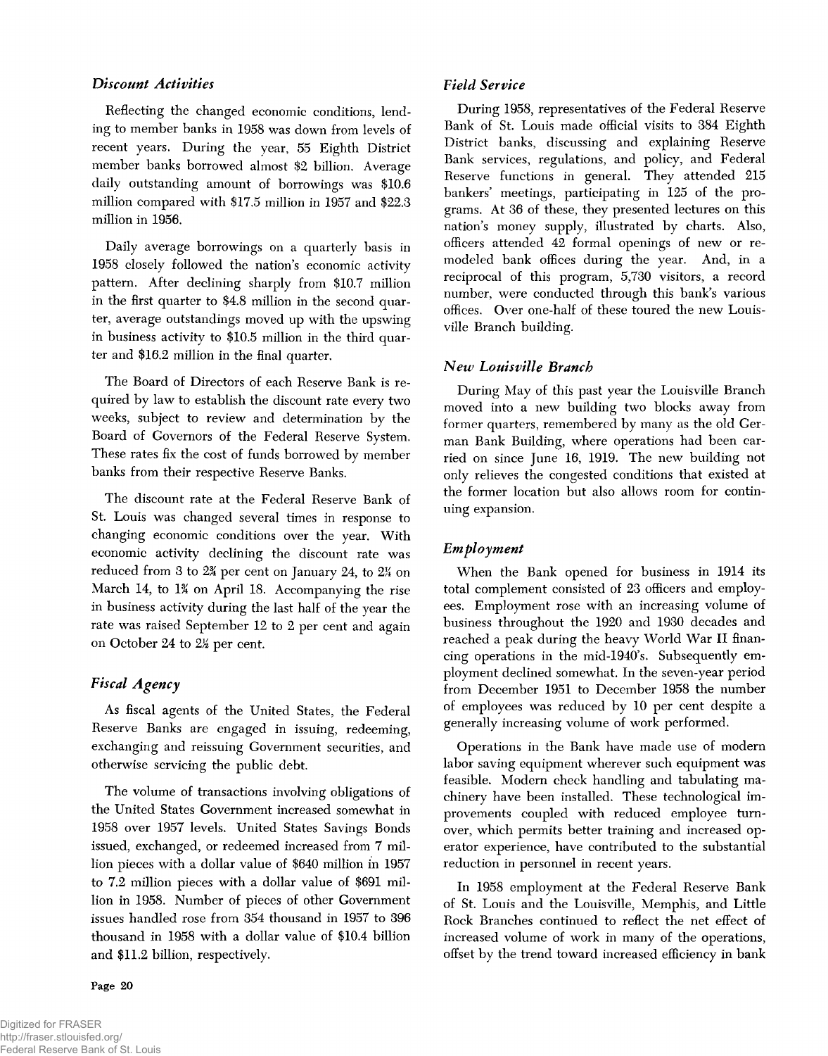### *Discount Activities*

Reflecting the changed economic conditions, lending to member banks in 1958 was down from levels of recent years. During the year, 55 Eighth District member banks borrowed almost $2 billion. Average daily outstanding amount of borrowings was $10.6 million compared with $17.5 million in 1957 and $22.3 million in 1956.

Daily average borrowings on a quarterly basis in 1958 closely followed the nation's economic activity pattern. After declining sharply from $10.7 million in the first quarter to $4.8 million in the second quarter, average outstandings moved up with the upswing in business activity to $10.5 million in the third quarter and $16.2 million in the final quarter.

The Board of Directors of each Reserve Bank is required by law to establish the discount rate every two weeks, subject to review and determination by the Board of Governors of the Federal Reserve System. These rates fix the cost of funds borrowed by member banks from their respective Reserve Banks.

The discount rate at the Federal Reserve Bank of St. Louis was changed several times in response to changing economic conditions over the year. With economic activity declining the discount rate was reduced from 3 to 2¾ per cent on January 24, to 2¼ on March 14, to 1¾ on April 18. Accompanying the rise in business activity during the last half of the year the rate was raised September 12 to 2 per cent and again on October 24 to 2½ per cent.

### *Fiscal Agency*

As fiscal agents of the United States, the Federal Reserve Banks are engaged in issuing, redeeming, exchanging and reissuing Government securities, and otherwise servicing the public debt.

The volume of transactions involving obligations of the United States Government increased somewhat in 1958 over 1957 levels. United States Savings Bonds issued, exchanged, or redeemed increased from 7 million pieces with a dollar value of $640 million in 1957 to 7.2 million pieces with a dollar value of $691 million in 1958. Number of pieces of other Government issues handled rose from 354 thousand in 1957 to 396 thousand in 1958 with a dollar value of $10.4 billion and $11.2 billion, respectively.

### *Field Service*

During 1958, representatives of the Federal Reserve Bank of St. Louis made official visits to 384 Eighth District banks, discussing and explaining Reserve Bank services, regulations, and policy, and Federal Reserve functions in general. They attended 215 bankers' meetings, participating in 125 of the programs. At 36 of these, they presented lectures on this nation's money supply, illustrated by charts. Also, officers attended 42 formal openings of new or remodeled bank offices during the year. And, in a reciprocal of this program, 5,730 visitors, a record number, were conducted through this bank's various offices. Over one-half of these toured the new Louisville Branch building.

### *New Louisville Branch*

During May of this past year the Louisville Branch moved into a new building two blocks away from former quarters, remembered by many as the old German Bank Building, where operations had been carried on since June 16, 1919. The new building not only relieves the congested conditions that existed at the former location but also allows room for continuing expansion.

### *Employment*

When the Bank opened for business in 1914 its total complement consisted of 23 officers and employees. Employment rose with an increasing volume of business throughout the 1920 and 1930 decades and reached a peak during the heavy World War II financing operations in the mid-1940's. Subsequently employment declined somewhat. In the seven-year period from December 1951 to December 1958 the number of employees was reduced by 10 per cent despite a generally increasing volume of work performed.

Operations in the Bank have made use of modern labor saving equipment wherever such equipment was feasible. Modern check handling and tabulating machinery have been installed. These technological improvements coupled with reduced employee turnover, which permits better training and increased operator experience, have contributed to the substantial reduction in personnel in recent years.

In 1958 employment at the Federal Reserve Bank of St. Louis and the Louisville, Memphis, and Little Rock Branches continued to reflect the net effect of increased volume of work in many of the operations, offset by the trend toward increased efficiency in bank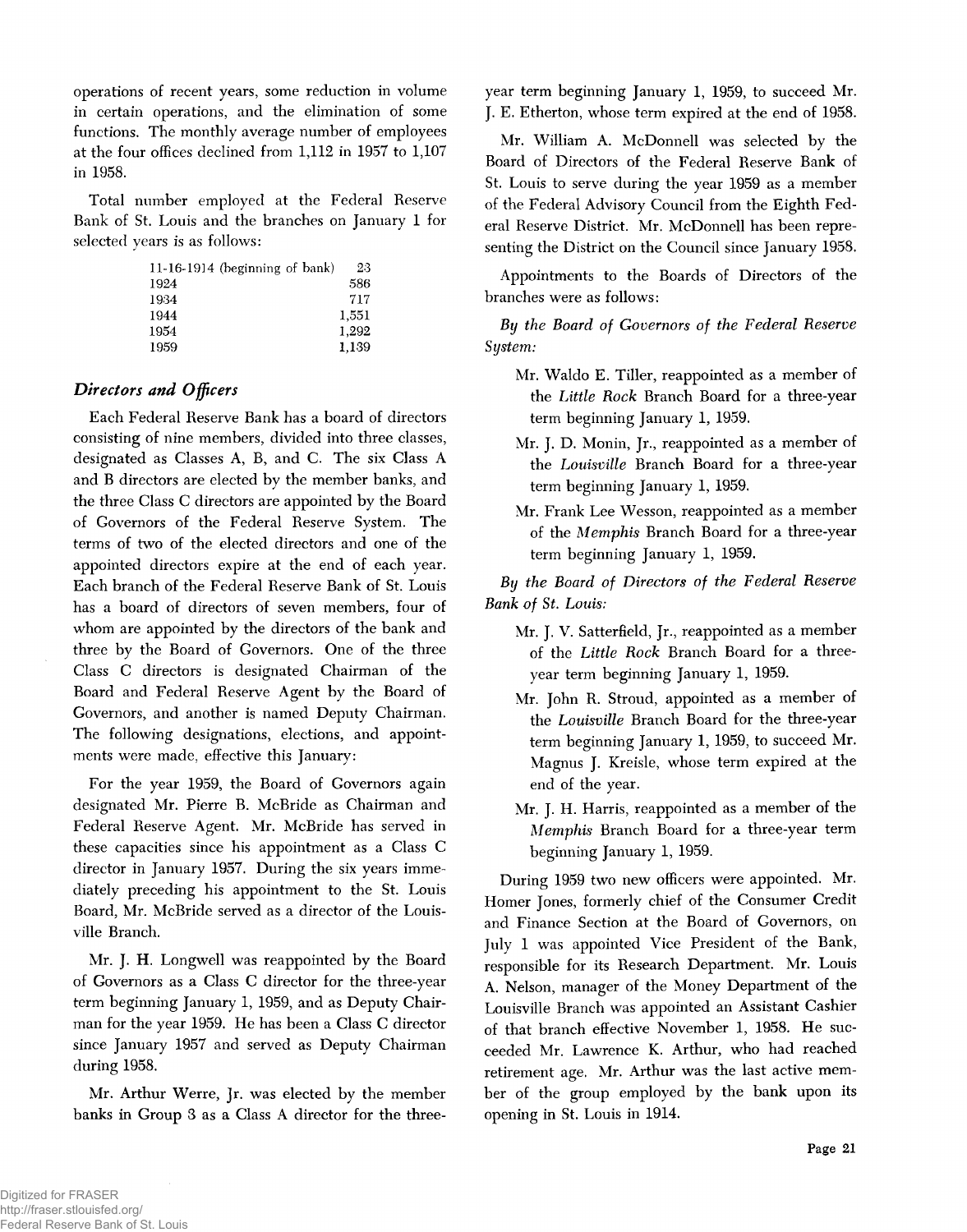operations of recent years, some reduction in volume in certain operations, and the elimination of some functions. The monthly average number of employees at the four offices declined from 1,112 in 1957 to 1,107 in 1958.

Total number employed at the Federal Reserve Bank of St. Louis and the branches on January 1 for selected years is as follows:

| | |
|---|---|
| 11-16-1914 (beginning of bank) | 23 |
| 1924 | 586 |
| 1934 | 717 |
| 1944 | 1,551 |
| 1954 | 1,292 |
| 1959 | 1,139 |

### *Directors and Officers*

Each Federal Reserve Bank has a board of directors consisting of nine members, divided into three classes, designated as Classes A, B, and C. The six Class A and B directors are elected by the member banks, and the three Class C directors are appointed by the Board of Governors of the Federal Reserve System. The terms of two of the elected directors and one of the appointed directors expire at the end of each year. Each branch of the Federal Reserve Bank of St. Louis has a board of directors of seven members, four of whom are appointed by the directors of the bank and three by the Board of Governors. One of the three Class C directors is designated Chairman of the Board and Federal Reserve Agent by the Board of Governors, and another is named Deputy Chairman. The following designations, elections, and appointments were made, effective this January:

For the year 1959, the Board of Governors again designated Mr. Pierre B. McBride as Chairman and Federal Reserve Agent. Mr. McBride has served in these capacities since his appointment as a Class C director in January 1957. During the six years immediately preceding his appointment to the St. Louis Board, Mr. McBride served as a director of the Louisville Branch.

Mr. J. H. Longwell was reappointed by the Board of Governors as a Class C director for the three-year term beginning January 1, 1959, and as Deputy Chairman for the year 1959. He has been a Class C director since January 1957 and served as Deputy Chairman during 1958.

Mr. Arthur Werre, Jr. was elected by the member banks in Group 3 as a Class A director for the three-year term beginning January 1, 1959, to succeed Mr. J. E. Etherton, whose term expired at the end of 1958.

Mr. William A. McDonnell was selected by the Board of Directors of the Federal Reserve Bank of St. Louis to serve during the year 1959 as a member of the Federal Advisory Council from the Eighth Federal Reserve District. Mr. McDonnell has been representing the District on the Council since January 1958.

Appointments to the Boards of Directors of the branches were as follows:

*By the Board of Governors of the Federal Reserve System:*

- Mr. Waldo E. Tiller, reappointed as a member of the *Little Rock* Branch Board for a three-year term beginning January 1, 1959.
- Mr. J. D. Monin, Jr., reappointed as a member of the *Louisville* Branch Board for a three-year term beginning January 1, 1959.
- Mr. Frank Lee Wesson, reappointed as a member of the *Memphis* Branch Board for a three-year term beginning January 1, 1959.

*By the Board of Directors of the Federal Reserve Bank of St. Louis:*

- Mr. J. V. Satterfield, Jr., reappointed as a member of the *Little Rock* Branch Board for a three-year term beginning January 1, 1959.
- Mr. John R. Stroud, appointed as a member of the *Louisville* Branch Board for the three-year term beginning January 1, 1959, to succeed Mr. Magnus J. Kreisle, whose term expired at the end of the year.
- Mr. J. H. Harris, reappointed as a member of the *Memphis* Branch Board for a three-year term beginning January 1, 1959.

During 1959 two new officers were appointed. Mr. Homer Jones, formerly chief of the Consumer Credit and Finance Section at the Board of Governors, on July 1 was appointed Vice President of the Bank, responsible for its Research Department. Mr. Louis A. Nelson, manager of the Money Department of the Louisville Branch was appointed an Assistant Cashier of that branch effective November 1, 1958. He succeeded Mr. Lawrence K. Arthur, who had reached retirement age. Mr. Arthur was the last active member of the group employed by the bank upon its opening in St. Louis in 1914.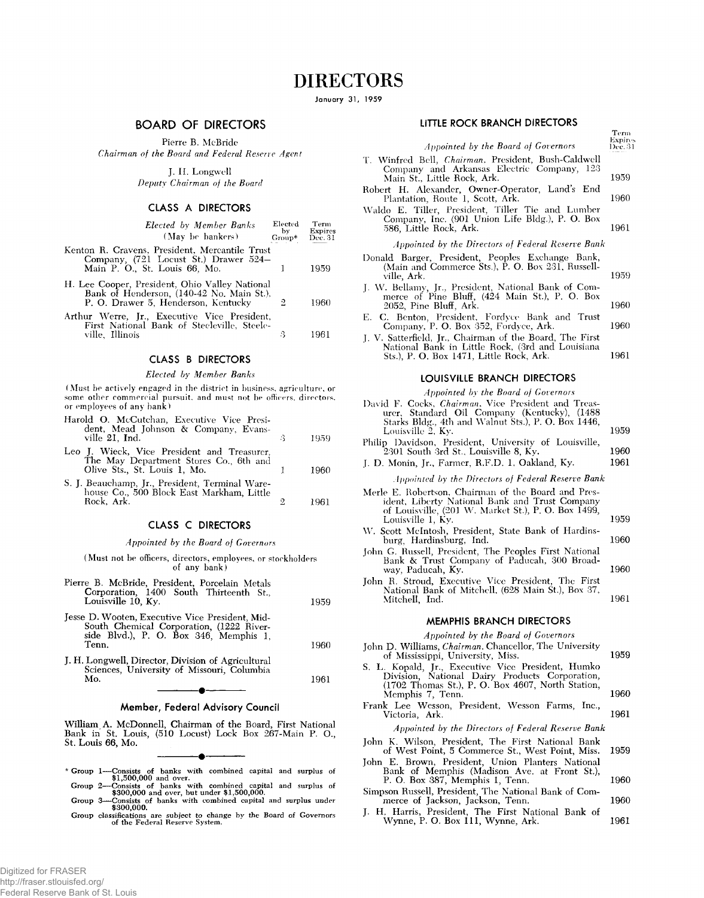# DIRECTORS

January 31, 1959

## BOARD OF DIRECTORS

Pierre B. McBride
*Chairman of the Board and Federal Reserve Agent*

J. H. Longwell
*Deputy Chairman of the Board*

### CLASS A DIRECTORS

| *Elected by Member Banks* (May be bankers) | Elected by Group* | Term Expires Dec. 31 |
|---|---|---|
| Kenton R. Cravens, President, Mercantile Trust Company, (721 Locust St.) Drawer 524—Main P. O., St. Louis 66, Mo. | 1 | 1959 |
| H. Lee Cooper, President, Ohio Valley National Bank of Henderson, (140-42 No. Main St.), P. O. Drawer 5, Henderson, Kentucky | 2 | 1960 |
| Arthur Werre, Jr., Executive Vice President, First National Bank of Steeleville, Steeleville, Illinois | 3 | 1961 |

### CLASS B DIRECTORS

*Elected by Member Banks*

(Must be actively engaged in the district in business, agriculture, or some other commercial pursuit, and must not be officers, directors, or employees of any bank)

| | | |
|---|---|---|
| Harold O. McCutchan, Executive Vice President, Mead Johnson & Company, Evansville 21, Ind. | 3 | 1959 |
| Leo J. Wieck, Vice President and Treasurer, The May Department Stores Co., 6th and Olive Sts., St. Louis 1, Mo. | 1 | 1960 |
| S. J. Beauchamp, Jr., President, Terminal Warehouse Co., 500 Block East Markham, Little Rock, Ark. | 2 | 1961 |

### CLASS C DIRECTORS

*Appointed by the Board of Governors*

(Must not be officers, directors, employees, or stockholders of any bank)

| | |
|---|---|
| Pierre B. McBride, President, Porcelain Metals Corporation, 1400 South Thirteenth St., Louisville 10, Ky. | 1959 |
| Jesse D. Wooten, Executive Vice President, Mid-South Chemical Corporation, (1222 Riverside Blvd.), P. O. Box 346, Memphis 1, Tenn. | 1960 |
| J. H. Longwell, Director, Division of Agricultural Sciences, University of Missouri, Columbia Mo. | 1961 |

### Member, Federal Advisory Council

William A. McDonnell, Chairman of the Board, First National Bank in St. Louis, (510 Locust) Lock Box 267-Main P. O., St. Louis 66, Mo.

\* Group 1—Consists of banks with combined capital and surplus of $1,500,000 and over.
Group 2—Consists of banks with combined capital and surplus of $300,000 and over, but under $1,500,000.
Group 3—Consists of banks with combined capital and surplus under $300,000.
Group classifications are subject to change by the Board of Governors of the Federal Reserve System.

## LITTLE ROCK BRANCH DIRECTORS

| *Appointed by the Board of Governors* | Term Expires Dec. 31 |
|---|---|
| T. Winfred Bell, *Chairman*. President, Bush-Caldwell Company and Arkansas Electric Company, 123 Main St., Little Rock, Ark. | 1959 |
| Robert H. Alexander, Owner-Operator, Land's End Plantation, Route 1, Scott, Ark. | 1960 |
| Waldo E. Tiller, President, Tiller Tie and Lumber Company, Inc. (901 Union Life Bldg.), P. O. Box 586, Little Rock, Ark. | 1961 |
| *Appointed by the Directors of Federal Reserve Bank* | |
| Donald Barger, President, Peoples Exchange Bank, (Main and Commerce Sts.), P. O. Box 231, Russellville, Ark. | 1959 |
| J. W. Bellamy, Jr., President, National Bank of Commerce of Pine Bluff, (424 Main St.), P. O. Box 2052, Pine Bluff, Ark. | 1960 |
| E. C. Benton, President, Fordyce Bank and Trust Company, P. O. Box 352, Fordyce, Ark. | 1960 |
| J. V. Satterfield, Jr., Chairman of the Board, The First National Bank in Little Rock, (3rd and Louisiana Sts.), P. O. Box 1471, Little Rock, Ark. | 1961 |

## LOUISVILLE BRANCH DIRECTORS

| *Appointed by the Board of Governors* | |
|---|---|
| David F. Cocks, *Chairman*. Vice President and Treasurer, Standard Oil Company (Kentucky), (1488 Starks Bldg., 4th and Walnut Sts.), P. O. Box 1446, Louisville 2, Ky. | 1959 |
| Philip Davidson, President, University of Louisville, 2301 South 3rd St., Louisville 8, Ky. | 1960 |
| J. D. Monin, Jr., Farmer, R.F.D. 1, Oakland, Ky. | 1961 |
| *Appointed by the Directors of Federal Reserve Bank* | |
| Merle E. Robertson, Chairman of the Board and President, Liberty National Bank and Trust Company of Louisville, (201 W. Market St.), P. O. Box 1499, Louisville 1, Ky. | 1959 |
| W. Scott McIntosh, President, State Bank of Hardinsburg, Hardinsburg, Ind. | 1960 |
| John G. Russell, President, The Peoples First National Bank & Trust Company of Paducah, 300 Broadway, Paducah, Ky. | 1960 |
| John R. Stroud, Executive Vice President, The First National Bank of Mitchell, (628 Main St.), Box 37, Mitchell, Ind. | 1961 |

## MEMPHIS BRANCH DIRECTORS

| *Appointed by the Board of Governors* | |
|---|---|
| John D. Williams, *Chairman*. Chancellor, The University of Mississippi, University, Miss. | 1959 |
| S. L. Kopald, Jr., Executive Vice President, Humko Division, National Dairy Products Corporation, (1702 Thomas St.), P. O. Box 4607, North Station, Memphis 7, Tenn. | 1960 |
| Frank Lee Wesson, President, Wesson Farms, Inc., Victoria, Ark. | 1961 |
| *Appointed by the Directors of Federal Reserve Bank* | |
| John K. Wilson, President, The First National Bank of West Point, 5 Commerce St., West Point, Miss. | 1959 |
| John E. Brown, President, Union Planters National Bank of Memphis (Madison Ave. at Front St.), P. O. Box 387, Memphis 1, Tenn. | 1960 |
| Simpson Russell, President, The National Bank of Commerce of Jackson, Jackson, Tenn. | 1960 |
| J. H. Harris, President, The First National Bank of Wynne, P. O. Box 111, Wynne, Ark. | 1961 |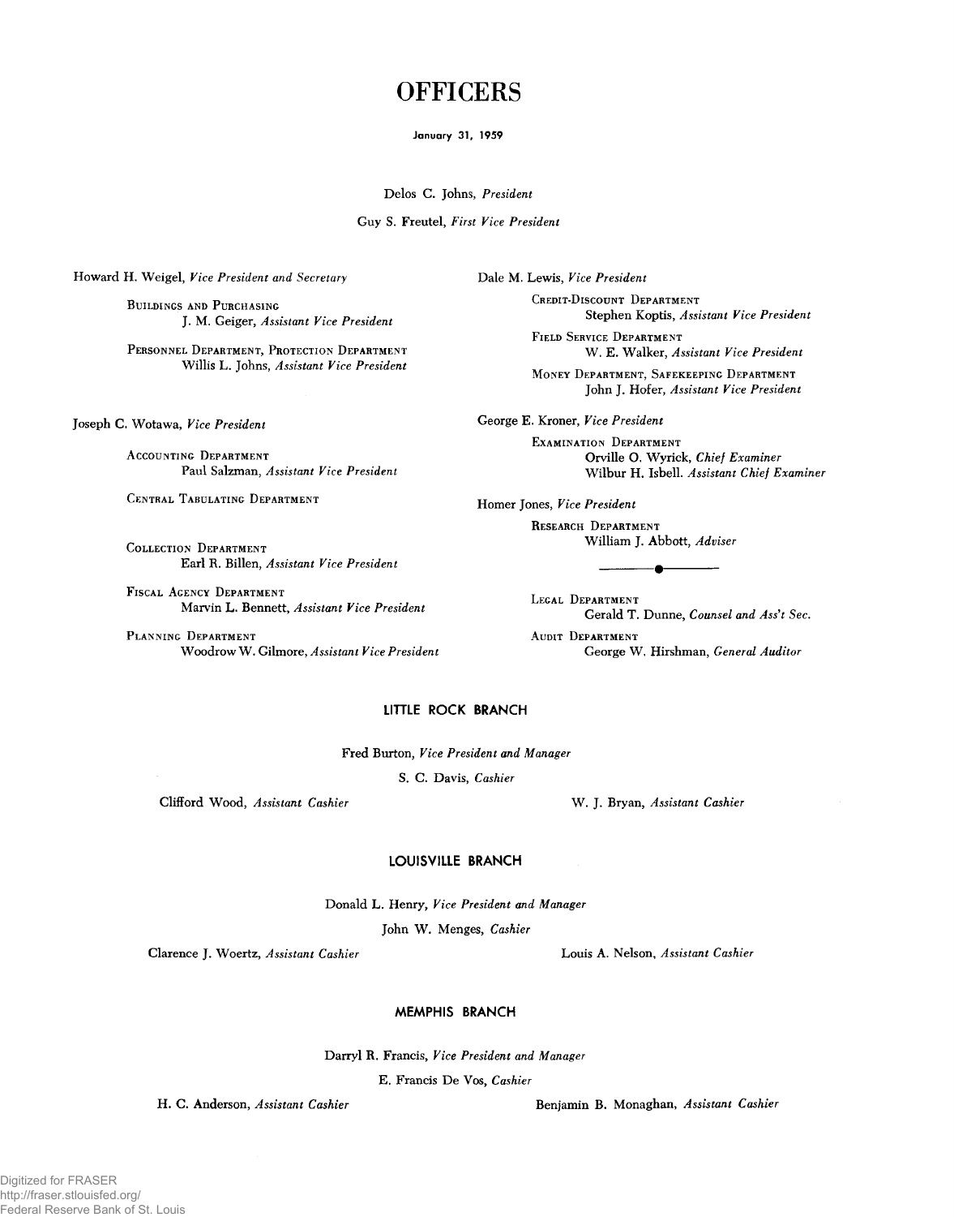# OFFICERS

January 31, 1959

Delos C. Johns, *President*

Guy S. Freutel, *First Vice President*

Howard H. Weigel, *Vice President and Secretary*

BUILDINGS AND PURCHASING
J. M. Geiger, *Assistant Vice President*

PERSONNEL DEPARTMENT, PROTECTION DEPARTMENT
Willis L. Johns, *Assistant Vice President*

Joseph C. Wotawa, *Vice President*

ACCOUNTING DEPARTMENT
Paul Salzman, *Assistant Vice President*

CENTRAL TABULATING DEPARTMENT

COLLECTION DEPARTMENT
Earl R. Billen, *Assistant Vice President*

FISCAL AGENCY DEPARTMENT
Marvin L. Bennett, *Assistant Vice President*

PLANNING DEPARTMENT
Woodrow W. Gilmore, *Assistant Vice President*

Dale M. Lewis, *Vice President*

CREDIT-DISCOUNT DEPARTMENT
Stephen Koptis, *Assistant Vice President*

FIELD SERVICE DEPARTMENT
W. E. Walker, *Assistant Vice President*

MONEY DEPARTMENT, SAFEKEEPING DEPARTMENT
John J. Hofer, *Assistant Vice President*

George E. Kroner, *Vice President*

EXAMINATION DEPARTMENT
Orville O. Wyrick, *Chief Examiner*
Wilbur H. Isbell. *Assistant Chief Examiner*

Homer Jones, *Vice President*

RESEARCH DEPARTMENT
William J. Abbott, *Adviser*

LEGAL DEPARTMENT
Gerald T. Dunne, *Counsel and Ass't Sec.*

AUDIT DEPARTMENT
George W. Hirshman, *General Auditor*

## LITTLE ROCK BRANCH

Fred Burton, *Vice President and Manager*

S. C. Davis, *Cashier*

Clifford Wood, *Assistant Cashier*

W. J. Bryan, *Assistant Cashier*

## LOUISVILLE BRANCH

Donald L. Henry, *Vice President and Manager*

John W. Menges, *Cashier*

Clarence J. Woertz, *Assistant Cashier*

Louis A. Nelson, *Assistant Cashier*

## MEMPHIS BRANCH

Darryl R. Francis, *Vice President and Manager*

E. Francis De Vos, *Cashier*

H. C. Anderson, *Assistant Cashier*

Benjamin B. Monaghan, *Assistant Cashier*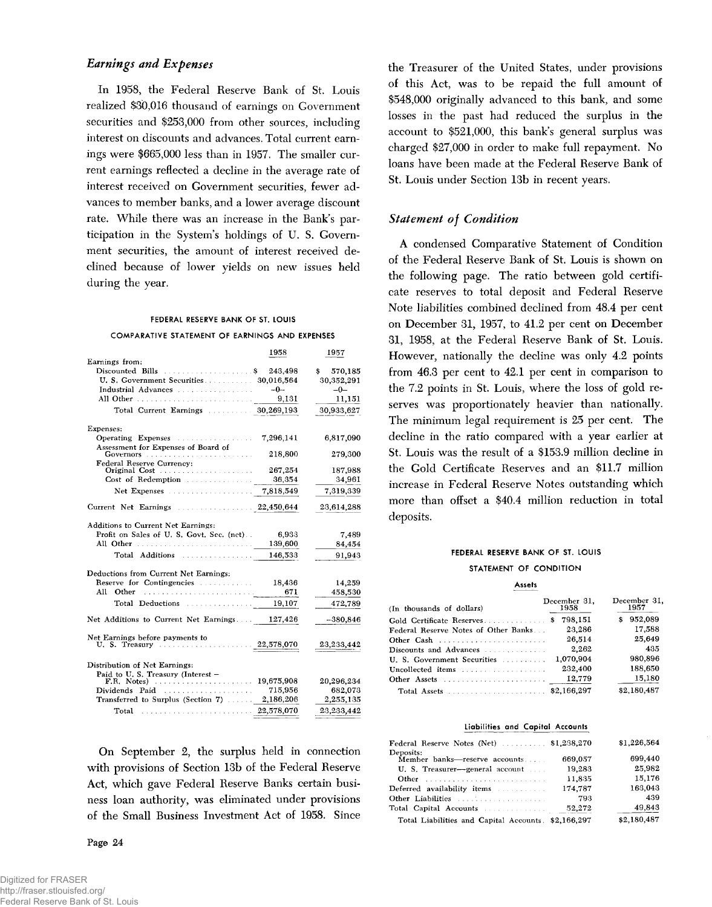### *Earnings and Expenses*

In 1958, the Federal Reserve Bank of St. Louis realized $30,016 thousand of earnings on Government securities and $253,000 from other sources, including interest on discounts and advances. Total current earnings were $665,000 less than in 1957. The smaller current earnings reflected a decline in the average rate of interest received on Government securities, fewer advances to member banks, and a lower average discount rate. While there was an increase in the Bank's participation in the System's holdings of U. S. Government securities, the amount of interest received declined because of lower yields on new issues held during the year.

FEDERAL RESERVE BANK OF ST. LOUIS

COMPARATIVE STATEMENT OF EARNINGS AND EXPENSES

| | 1958 | 1957 |
|---|---|---|
| Earnings from: | | |
| Discounted Bills | $ 243,498 | $ 570,185 |
| U. S. Government Securities | 30,016,564 | 30,352,291 |
| Industrial Advances | -0- | -0- |
| All Other | 9,131 | 11,151 |
| Total Current Earnings | 30,269,193 | 30,933,627 |
| Expenses: | | |
| Operating Expenses | 7,296,141 | 6,817,090 |
| Assessment for Expenses of Board of Governors | 218,800 | 279,300 |
| Federal Reserve Currency: | | |
| Original Cost | 267,254 | 187,988 |
| Cost of Redemption | 36,354 | 34,961 |
| Net Expenses | 7,818,549 | 7,319,339 |
| Current Net Earnings | 22,450,644 | 23,614,288 |
| Additions to Current Net Earnings: | | |
| Profit on Sales of U. S. Govt. Sec. (net) | 6,933 | 7,489 |
| All Other | 139,600 | 84,454 |
| Total Additions | 146,533 | 91,943 |
| Deductions from Current Net Earnings: | | |
| Reserve for Contingencies | 18,436 | 14,259 |
| All Other | 671 | 458,530 |
| Total Deductions | 19,107 | 472,789 |
| Net Additions to Current Net Earnings | 127,426 | −380,846 |
| Net Earnings before payments to U. S. Treasury | 22,578,070 | 23,233,442 |
| Distribution of Net Earnings: | | |
| Paid to U. S. Treasury (Interest — F.R. Notes) | 19,675,908 | 20,296,234 |
| Dividends Paid | 715,956 | 682,073 |
| Transferred to Surplus (Section 7) | 2,186,206 | 2,255,135 |
| Total | 22,578,070 | 23,233,442 |

On September 2, the surplus held in connection with provisions of Section 13b of the Federal Reserve Act, which gave Federal Reserve Banks certain business loan authority, was eliminated under provisions of the Small Business Investment Act of 1958. Since the Treasurer of the United States, under provisions of this Act, was to be repaid the full amount of $548,000 originally advanced to this bank, and some losses in the past had reduced the surplus in the account to $521,000, this bank's general surplus was charged $27,000 in order to make full repayment. No loans have been made at the Federal Reserve Bank of St. Louis under Section 13b in recent years.

### *Statement of Condition*

A condensed Comparative Statement of Condition of the Federal Reserve Bank of St. Louis is shown on the following page. The ratio between gold certificate reserves to total deposit and Federal Reserve Note liabilities combined declined from 48.4 per cent on December 31, 1957, to 41.2 per cent on December 31, 1958, at the Federal Reserve Bank of St. Louis. However, nationally the decline was only 4.2 points from 46.3 per cent to 42.1 per cent in comparison to the 7.2 points in St. Louis, where the loss of gold reserves was proportionately heavier than nationally. The minimum legal requirement is 25 per cent. The decline in the ratio compared with a year earlier at St. Louis was the result of a $153.9 million decline in the Gold Certificate Reserves and an $11.7 million increase in Federal Reserve Notes outstanding which more than offset a $40.4 million reduction in total deposits.

FEDERAL RESERVE BANK OF ST. LOUIS

STATEMENT OF CONDITION

**Assets**

| (In thousands of dollars) | December 31, 1958 | December 31, 1957 |
|---|---|---|
| Gold Certificate Reserves | $ 798,151 | $ 952,089 |
| Federal Reserve Notes of Other Banks | 23,286 | 17,588 |
| Other Cash | 26,514 | 25,649 |
| Discounts and Advances | 2,262 | 435 |
| U. S. Government Securities | 1,070,904 | 980,896 |
| Uncollected items | 232,400 | 188,650 |
| Other Assets | 12,779 | 15,180 |
| Total Assets | $2,166,297 | $2,180,487 |

**Liabilities and Capital Accounts**

| | | |
|---|---|---|
| Federal Reserve Notes (Net) | $1,238,270 | $1,226,564 |
| Deposits: | | |
| Member banks—reserve accounts | 669,057 | 699,440 |
| U. S. Treasurer—general account | 19,283 | 25,982 |
| Other | 11,835 | 15,176 |
| Deferred availability items | 174,787 | 163,043 |
| Other Liabilities | 793 | 439 |
| Total Capital Accounts | 52,272 | 49,843 |
| Total Liabilities and Capital Accounts | $2,166,297 | $2,180,487 |